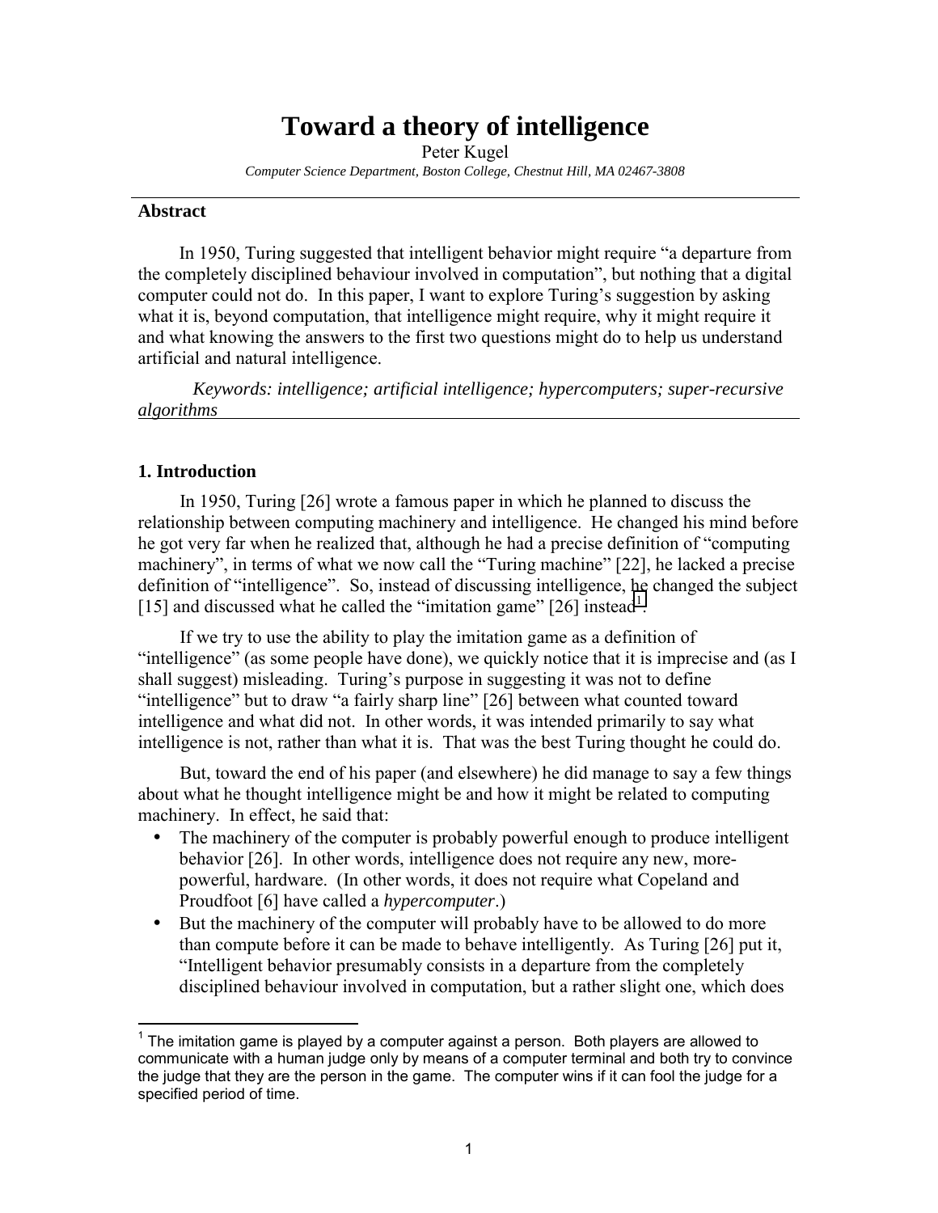# Toward a theory of intelligence

Peter Kugel

*Computer Science Department, Boston College, Chestnut Hill, MA 02467-3808*

## Abstract

In 1950, Turing suggested that intelligent behavior might require "a departure from the completely disciplined behaviour involved in computation", but nothing that a digital computer could not do. In this paper, I want to explore Turing's suggestion by asking what it is, beyond computation, that intelligence might require, why it might require it and what knowing the answers to the first two questions might do to help us understand artificial and natural intelligence.

*Keywords: intelligence; artificial intelligence; hypercomputers; super-recursive algorithms*

## 1. Introduction

In 1950, Turing [26] wrote a famous paper in which he planned to discuss the relationship between computing machinery and intelligence. He changed his mind before he got very far when he realized that, although he had a precise definition of "computing machinery", in terms of what we now call the "Turing machine" [22], he lacked a precise definition of "intelligence". So, instead of discussing intelligence, he changed the subject [15] and discussed what he called the "imitation game" [26] instead[1].

If we try to use the ability to play the imitation game as a definition of "intelligence" (as some people have done), we quickly notice that it is imprecise and (as I shall suggest) misleading. Turing's purpose in suggesting it was not to define "intelligence" but to draw "a fairly sharp line" [26] between what counted toward intelligence and what did not. In other words, it was intended primarily to say what intelligence is not, rather than what it is. That was the best Turing thought he could do.

But, toward the end of his paper (and elsewhere) he did manage to say a few things about what he thought intelligence might be and how it might be related to computing machinery. In effect, he said that:

- The machinery of the computer is probably powerful enough to produce intelligent behavior [26]. In other words, intelligence does not require any new, more-powerful, hardware. (In other words, it does not require what Copeland and Proudfoot [6] have called a *hypercomputer*.)
- But the machinery of the computer will probably have to be allowed to do more than compute before it can be made to behave intelligently. As Turing [26] put it, "Intelligent behavior presumably consists in a departure from the completely disciplined behaviour involved in computation, but a rather slight one, which does

[1] The imitation game is played by a computer against a person. Both players are allowed to communicate with a human judge only by means of a computer terminal and both try to convince the judge that they are the person in the game. The computer wins if it can fool the judge for a specified period of time.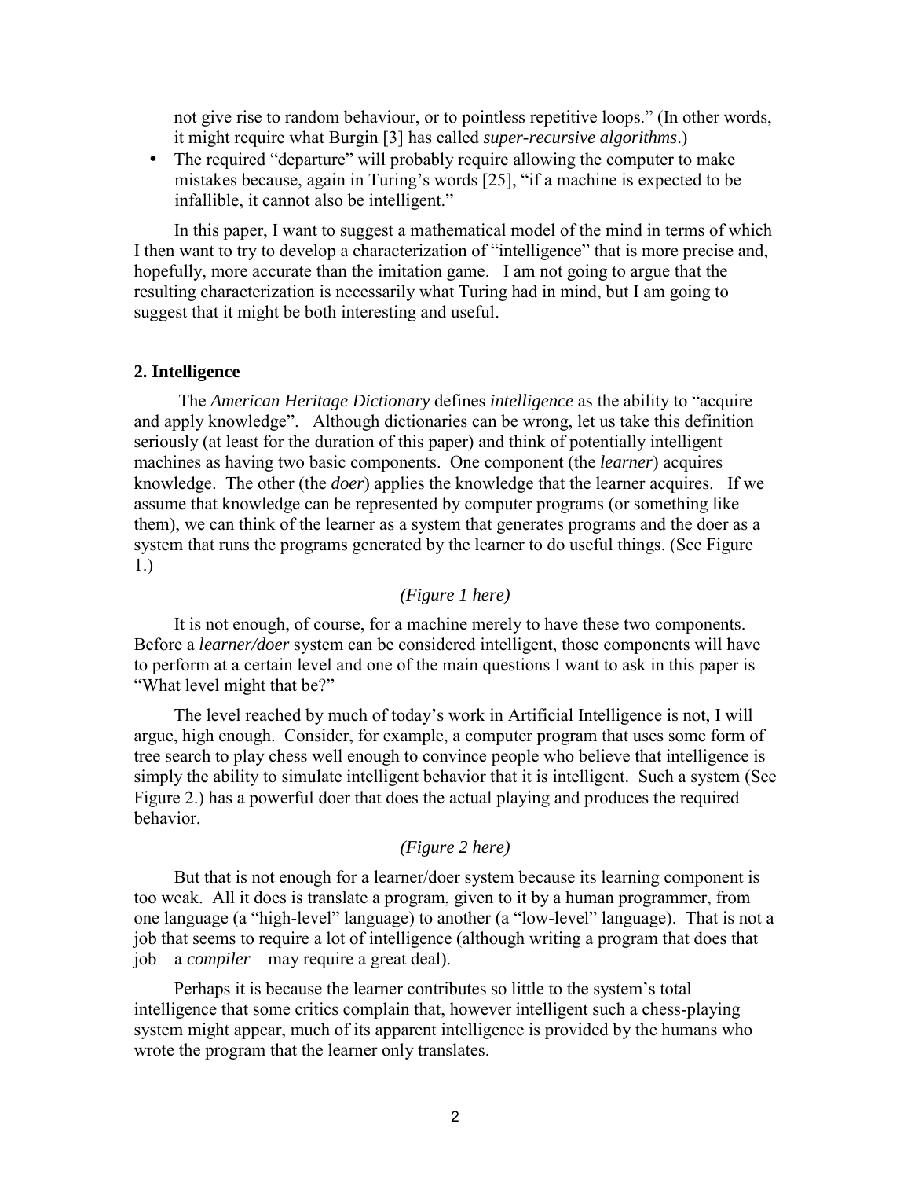not give rise to random behaviour, or to pointless repetitive loops." (In other words, it might require what Burgin [3] has called *super-recursive algorithms*.)

- The required "departure" will probably require allowing the computer to make mistakes because, again in Turing's words [25], "if a machine is expected to be infallible, it cannot also be intelligent."

In this paper, I want to suggest a mathematical model of the mind in terms of which I then want to try to develop a characterization of "intelligence" that is more precise and, hopefully, more accurate than the imitation game. I am not going to argue that the resulting characterization is necessarily what Turing had in mind, but I am going to suggest that it might be both interesting and useful.

## 2. Intelligence

The *American Heritage Dictionary* defines *intelligence* as the ability to "acquire and apply knowledge". Although dictionaries can be wrong, let us take this definition seriously (at least for the duration of this paper) and think of potentially intelligent machines as having two basic components. One component (the *learner*) acquires knowledge. The other (the *doer*) applies the knowledge that the learner acquires. If we assume that knowledge can be represented by computer programs (or something like them), we can think of the learner as a system that generates programs and the doer as a system that runs the programs generated by the learner to do useful things. (See Figure 1.)

*(Figure 1 here)*

It is not enough, of course, for a machine merely to have these two components. Before a *learner/doer* system can be considered intelligent, those components will have to perform at a certain level and one of the main questions I want to ask in this paper is "What level might that be?"

The level reached by much of today's work in Artificial Intelligence is not, I will argue, high enough. Consider, for example, a computer program that uses some form of tree search to play chess well enough to convince people who believe that intelligence is simply the ability to simulate intelligent behavior that it is intelligent. Such a system (See Figure 2.) has a powerful doer that does the actual playing and produces the required behavior.

*(Figure 2 here)*

But that is not enough for a learner/doer system because its learning component is too weak. All it does is translate a program, given to it by a human programmer, from one language (a "high-level" language) to another (a "low-level" language). That is not a job that seems to require a lot of intelligence (although writing a program that does that job – a *compiler* – may require a great deal).

Perhaps it is because the learner contributes so little to the system's total intelligence that some critics complain that, however intelligent such a chess-playing system might appear, much of its apparent intelligence is provided by the humans who wrote the program that the learner only translates.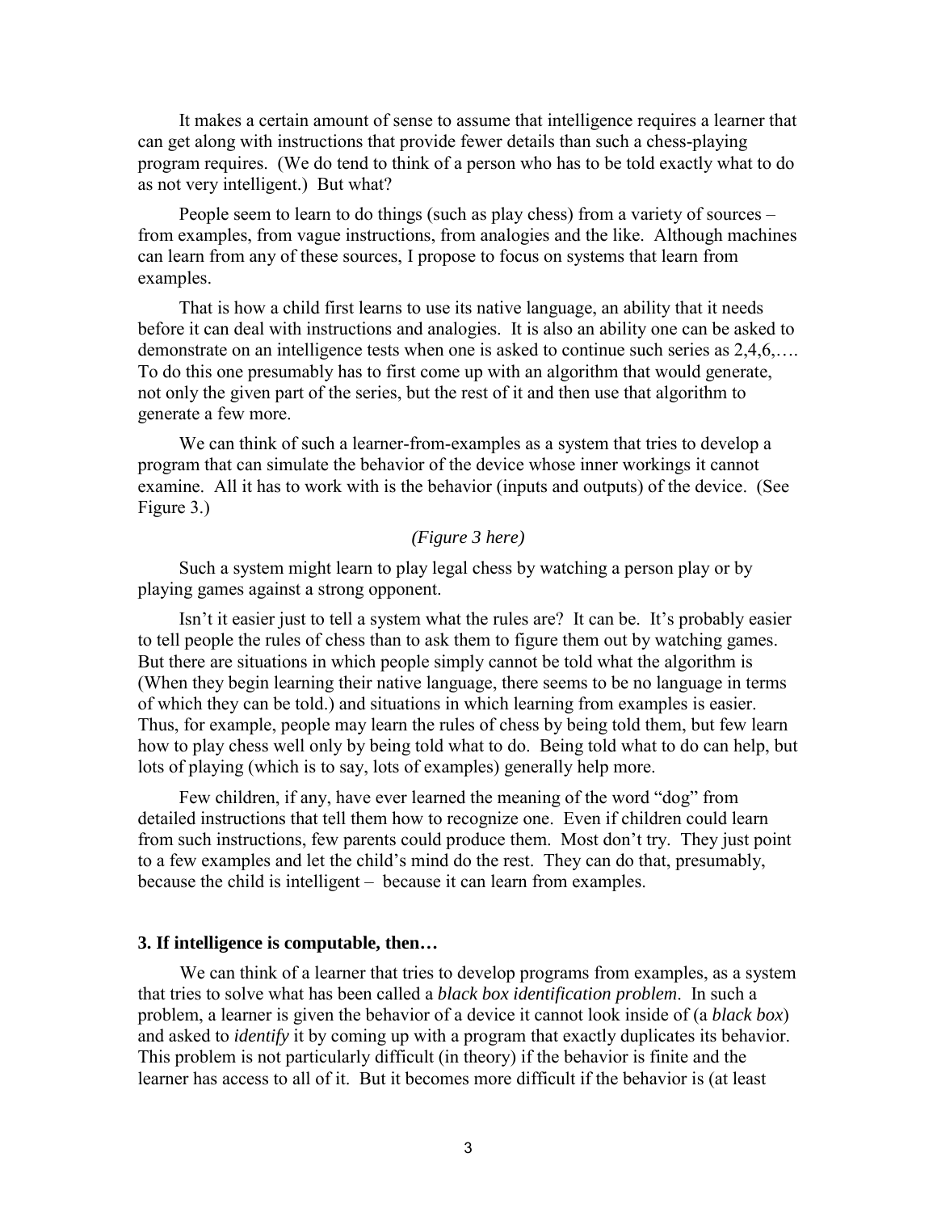It makes a certain amount of sense to assume that intelligence requires a learner that can get along with instructions that provide fewer details than such a chess-playing program requires. (We do tend to think of a person who has to be told exactly what to do as not very intelligent.) But what?

People seem to learn to do things (such as play chess) from a variety of sources – from examples, from vague instructions, from analogies and the like. Although machines can learn from any of these sources, I propose to focus on systems that learn from examples.

That is how a child first learns to use its native language, an ability that it needs before it can deal with instructions and analogies. It is also an ability one can be asked to demonstrate on an intelligence tests when one is asked to continue such series as 2,4,6,…. To do this one presumably has to first come up with an algorithm that would generate, not only the given part of the series, but the rest of it and then use that algorithm to generate a few more.

We can think of such a learner-from-examples as a system that tries to develop a program that can simulate the behavior of the device whose inner workings it cannot examine. All it has to work with is the behavior (inputs and outputs) of the device. (See Figure 3.)

*(Figure 3 here)*

Such a system might learn to play legal chess by watching a person play or by playing games against a strong opponent.

Isn't it easier just to tell a system what the rules are? It can be. It's probably easier to tell people the rules of chess than to ask them to figure them out by watching games. But there are situations in which people simply cannot be told what the algorithm is (When they begin learning their native language, there seems to be no language in terms of which they can be told.) and situations in which learning from examples is easier. Thus, for example, people may learn the rules of chess by being told them, but few learn how to play chess well only by being told what to do. Being told what to do can help, but lots of playing (which is to say, lots of examples) generally help more.

Few children, if any, have ever learned the meaning of the word "dog" from detailed instructions that tell them how to recognize one. Even if children could learn from such instructions, few parents could produce them. Most don't try. They just point to a few examples and let the child's mind do the rest. They can do that, presumably, because the child is intelligent – because it can learn from examples.

### 3. If intelligence is computable, then…

We can think of a learner that tries to develop programs from examples, as a system that tries to solve what has been called a *black box identification problem*. In such a problem, a learner is given the behavior of a device it cannot look inside of (a *black box*) and asked to *identify* it by coming up with a program that exactly duplicates its behavior. This problem is not particularly difficult (in theory) if the behavior is finite and the learner has access to all of it. But it becomes more difficult if the behavior is (at least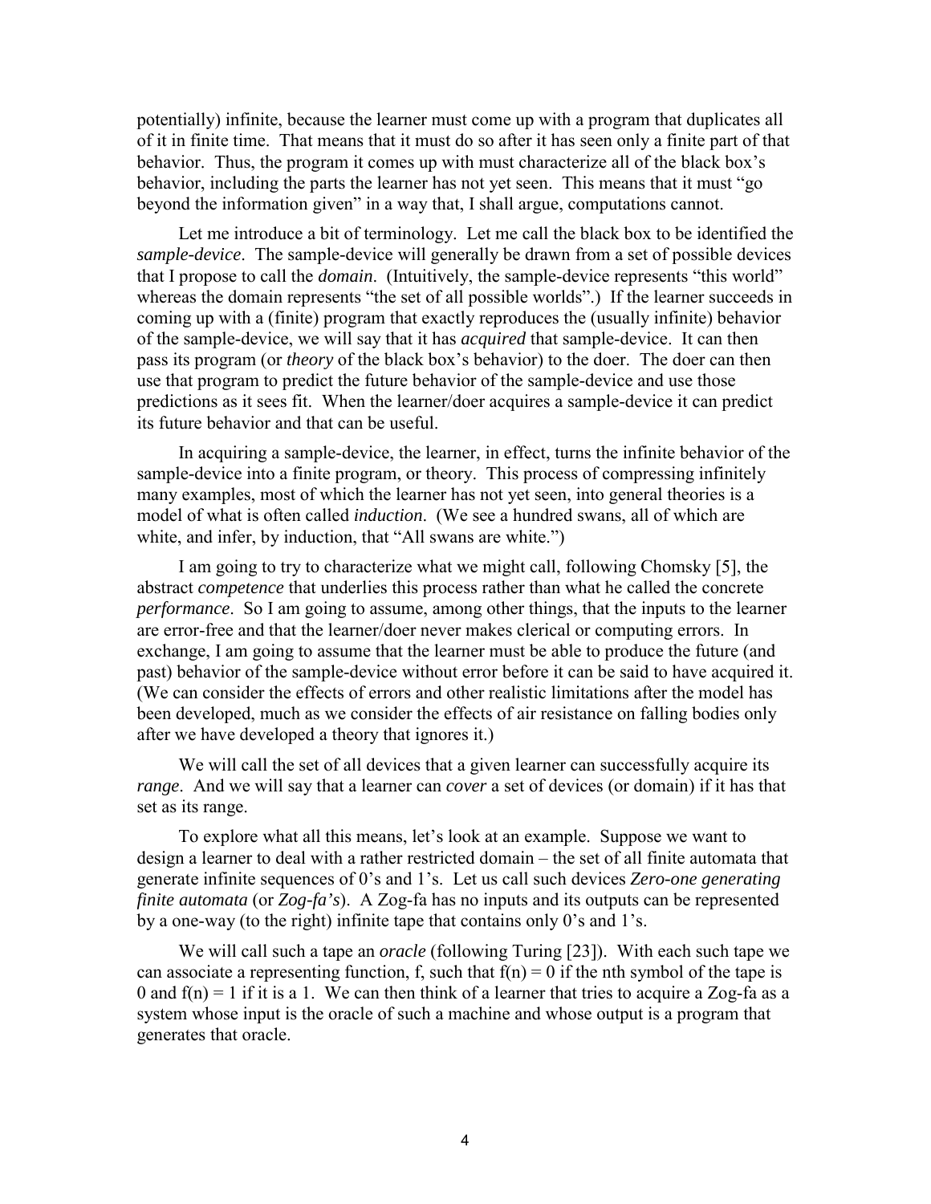potentially) infinite, because the learner must come up with a program that duplicates all of it in finite time. That means that it must do so after it has seen only a finite part of that behavior. Thus, the program it comes up with must characterize all of the black box's behavior, including the parts the learner has not yet seen. This means that it must "go beyond the information given" in a way that, I shall argue, computations cannot.

Let me introduce a bit of terminology. Let me call the black box to be identified the *sample-device*. The sample-device will generally be drawn from a set of possible devices that I propose to call the *domain*. (Intuitively, the sample-device represents "this world" whereas the domain represents "the set of all possible worlds".) If the learner succeeds in coming up with a (finite) program that exactly reproduces the (usually infinite) behavior of the sample-device, we will say that it has *acquired* that sample-device. It can then pass its program (or *theory* of the black box's behavior) to the doer. The doer can then use that program to predict the future behavior of the sample-device and use those predictions as it sees fit. When the learner/doer acquires a sample-device it can predict its future behavior and that can be useful.

In acquiring a sample-device, the learner, in effect, turns the infinite behavior of the sample-device into a finite program, or theory. This process of compressing infinitely many examples, most of which the learner has not yet seen, into general theories is a model of what is often called *induction*. (We see a hundred swans, all of which are white, and infer, by induction, that "All swans are white.")

I am going to try to characterize what we might call, following Chomsky [5], the abstract *competence* that underlies this process rather than what he called the concrete *performance*. So I am going to assume, among other things, that the inputs to the learner are error-free and that the learner/doer never makes clerical or computing errors. In exchange, I am going to assume that the learner must be able to produce the future (and past) behavior of the sample-device without error before it can be said to have acquired it. (We can consider the effects of errors and other realistic limitations after the model has been developed, much as we consider the effects of air resistance on falling bodies only after we have developed a theory that ignores it.)

We will call the set of all devices that a given learner can successfully acquire its *range*. And we will say that a learner can *cover* a set of devices (or domain) if it has that set as its range.

To explore what all this means, let's look at an example. Suppose we want to design a learner to deal with a rather restricted domain – the set of all finite automata that generate infinite sequences of 0's and 1's. Let us call such devices *Zero-one generating finite automata* (or *Zog-fa's*). A Zog-fa has no inputs and its outputs can be represented by a one-way (to the right) infinite tape that contains only 0's and 1's.

We will call such a tape an *oracle* (following Turing [23]). With each such tape we can associate a representing function, f, such that $f(n) = 0$ if the nth symbol of the tape is 0 and $f(n) = 1$ if it is a 1. We can then think of a learner that tries to acquire a Zog-fa as a system whose input is the oracle of such a machine and whose output is a program that generates that oracle.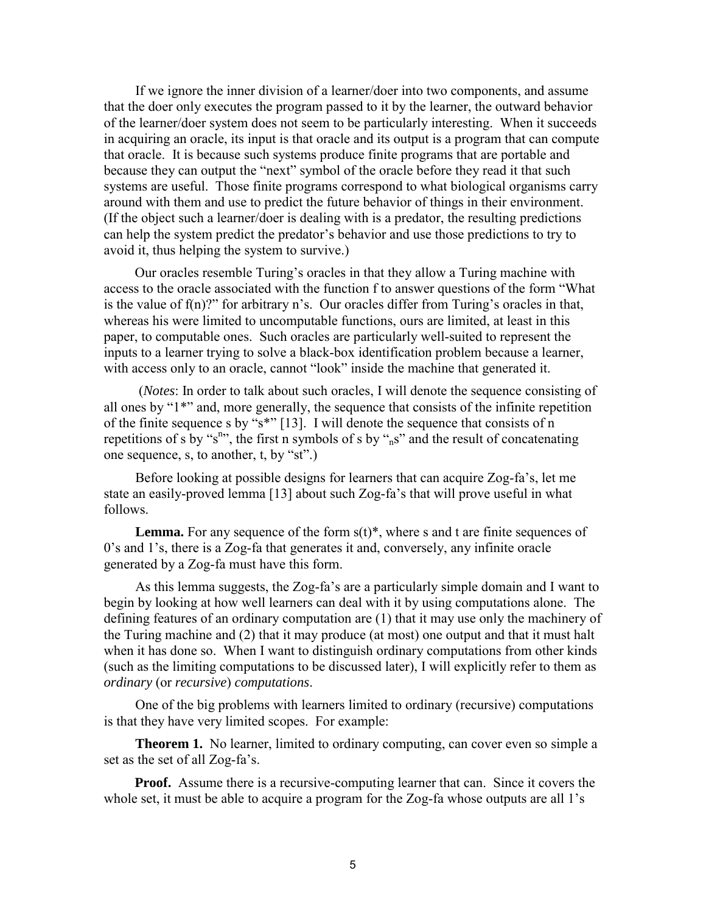If we ignore the inner division of a learner/doer into two components, and assume that the doer only executes the program passed to it by the learner, the outward behavior of the learner/doer system does not seem to be particularly interesting. When it succeeds in acquiring an oracle, its input is that oracle and its output is a program that can compute that oracle. It is because such systems produce finite programs that are portable and because they can output the "next" symbol of the oracle before they read it that such systems are useful. Those finite programs correspond to what biological organisms carry around with them and use to predict the future behavior of things in their environment. (If the object such a learner/doer is dealing with is a predator, the resulting predictions can help the system predict the predator's behavior and use those predictions to try to avoid it, thus helping the system to survive.)

Our oracles resemble Turing's oracles in that they allow a Turing machine with access to the oracle associated with the function f to answer questions of the form "What is the value of f(n)?" for arbitrary n's. Our oracles differ from Turing's oracles in that, whereas his were limited to uncomputable functions, ours are limited, at least in this paper, to computable ones. Such oracles are particularly well-suited to represent the inputs to a learner trying to solve a black-box identification problem because a learner, with access only to an oracle, cannot "look" inside the machine that generated it.

(*Notes*: In order to talk about such oracles, I will denote the sequence consisting of all ones by "1*" and, more generally, the sequence that consists of the infinite repetition of the finite sequence s by "s*" [13]. I will denote the sequence that consists of n repetitions of s by "$s^n$", the first n symbols of s by "${}_ns$" and the result of concatenating one sequence, s, to another, t, by "st".)

Before looking at possible designs for learners that can acquire Zog-fa's, let me state an easily-proved lemma [13] about such Zog-fa's that will prove useful in what follows.

**Lemma.** For any sequence of the form s(t)*, where s and t are finite sequences of 0's and 1's, there is a Zog-fa that generates it and, conversely, any infinite oracle generated by a Zog-fa must have this form.

As this lemma suggests, the Zog-fa's are a particularly simple domain and I want to begin by looking at how well learners can deal with it by using computations alone. The defining features of an ordinary computation are (1) that it may use only the machinery of the Turing machine and (2) that it may produce (at most) one output and that it must halt when it has done so. When I want to distinguish ordinary computations from other kinds (such as the limiting computations to be discussed later), I will explicitly refer to them as *ordinary* (or *recursive*) *computations*.

One of the big problems with learners limited to ordinary (recursive) computations is that they have very limited scopes. For example:

**Theorem 1.** No learner, limited to ordinary computing, can cover even so simple a set as the set of all Zog-fa's.

**Proof.** Assume there is a recursive-computing learner that can. Since it covers the whole set, it must be able to acquire a program for the Zog-fa whose outputs are all 1's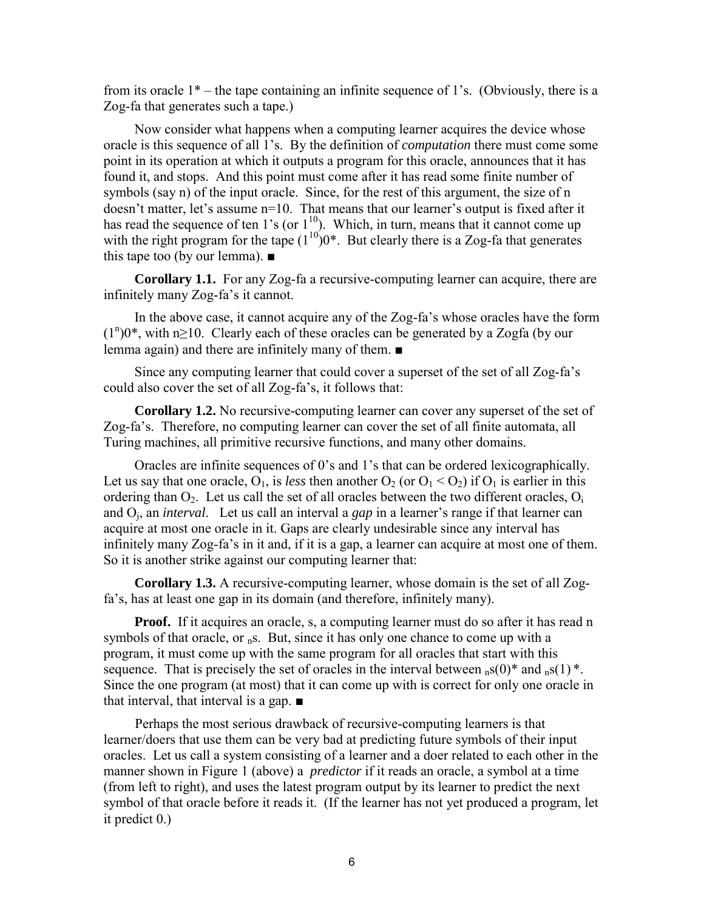from its oracle 1* – the tape containing an infinite sequence of 1's. (Obviously, there is a Zog-fa that generates such a tape.)

Now consider what happens when a computing learner acquires the device whose oracle is this sequence of all 1's. By the definition of *computation* there must come some point in its operation at which it outputs a program for this oracle, announces that it has found it, and stops. And this point must come after it has read some finite number of symbols (say n) of the input oracle. Since, for the rest of this argument, the size of n doesn't matter, let's assume n=10. That means that our learner's output is fixed after it has read the sequence of ten 1's (or $1^{10}$). Which, in turn, means that it cannot come up with the right program for the tape $(1^{10})0*$. But clearly there is a Zog-fa that generates this tape too (by our lemma). ■

**Corollary 1.1.** For any Zog-fa a recursive-computing learner can acquire, there are infinitely many Zog-fa's it cannot.

In the above case, it cannot acquire any of the Zog-fa's whose oracles have the form $(1^n)0*$, with $n \geq 10$. Clearly each of these oracles can be generated by a Zogfa (by our lemma again) and there are infinitely many of them. ■

Since any computing learner that could cover a superset of the set of all Zog-fa's could also cover the set of all Zog-fa's, it follows that:

**Corollary 1.2.** No recursive-computing learner can cover any superset of the set of Zog-fa's. Therefore, no computing learner can cover the set of all finite automata, all Turing machines, all primitive recursive functions, and many other domains.

Oracles are infinite sequences of 0's and 1's that can be ordered lexicographically. Let us say that one oracle, $O_1$, is *less* then another $O_2$ (or $O_1 < O_2$) if $O_1$ is earlier in this ordering than $O_2$. Let us call the set of all oracles between the two different oracles, $O_i$ and $O_j$, an *interval*. Let us call an interval a *gap* in a learner's range if that learner can acquire at most one oracle in it. Gaps are clearly undesirable since any interval has infinitely many Zog-fa's in it and, if it is a gap, a learner can acquire at most one of them. So it is another strike against our computing learner that:

**Corollary 1.3.** A recursive-computing learner, whose domain is the set of all Zog-fa's, has at least one gap in its domain (and therefore, infinitely many).

**Proof.** If it acquires an oracle, s, a computing learner must do so after it has read n symbols of that oracle, or ${}_n s$. But, since it has only one chance to come up with a program, it must come up with the same program for all oracles that start with this sequence. That is precisely the set of oracles in the interval between ${}_n s(0)*$ and ${}_n s(1)*$. Since the one program (at most) that it can come up with is correct for only one oracle in that interval, that interval is a gap. ■

Perhaps the most serious drawback of recursive-computing learners is that learner/doers that use them can be very bad at predicting future symbols of their input oracles. Let us call a system consisting of a learner and a doer related to each other in the manner shown in Figure 1 (above) a *predictor* if it reads an oracle, a symbol at a time (from left to right), and uses the latest program output by its learner to predict the next symbol of that oracle before it reads it. (If the learner has not yet produced a program, let it predict 0.)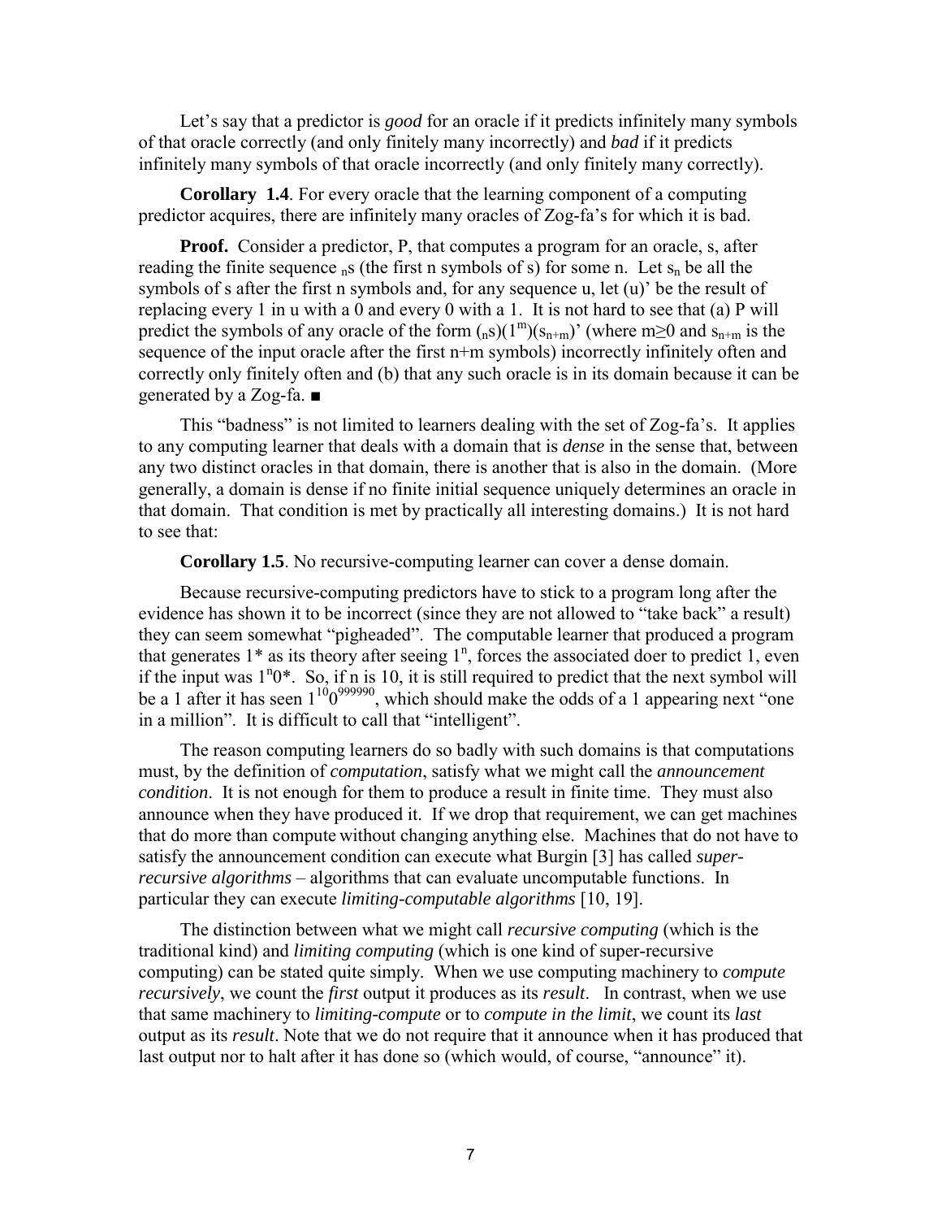Let's say that a predictor is *good* for an oracle if it predicts infinitely many symbols of that oracle correctly (and only finitely many incorrectly) and *bad* if it predicts infinitely many symbols of that oracle incorrectly (and only finitely many correctly).

**Corollary 1.4**. For every oracle that the learning component of a computing predictor acquires, there are infinitely many oracles of Zog-fa's for which it is bad.

**Proof.** Consider a predictor, P, that computes a program for an oracle, s, after reading the finite sequence ${}_n s$ (the first n symbols of s) for some n. Let $s_n$ be all the symbols of s after the first n symbols and, for any sequence u, let (u)' be the result of replacing every 1 in u with a 0 and every 0 with a 1. It is not hard to see that (a) P will predict the symbols of any oracle of the form $({}_n s)(1^m)(s_{n+m})'$ (where $m \geq 0$ and $s_{n+m}$ is the sequence of the input oracle after the first n+m symbols) incorrectly infinitely often and correctly only finitely often and (b) that any such oracle is in its domain because it can be generated by a Zog-fa. ■

This "badness" is not limited to learners dealing with the set of Zog-fa's. It applies to any computing learner that deals with a domain that is *dense* in the sense that, between any two distinct oracles in that domain, there is another that is also in the domain. (More generally, a domain is dense if no finite initial sequence uniquely determines an oracle in that domain. That condition is met by practically all interesting domains.) It is not hard to see that:

**Corollary 1.5**. No recursive-computing learner can cover a dense domain.

Because recursive-computing predictors have to stick to a program long after the evidence has shown it to be incorrect (since they are not allowed to "take back" a result) they can seem somewhat "pigheaded". The computable learner that produced a program that generates 1* as its theory after seeing $1^n$, forces the associated doer to predict 1, even if the input was $1^n0^*$. So, if n is 10, it is still required to predict that the next symbol will be a 1 after it has seen $1^{10}0^{999990}$, which should make the odds of a 1 appearing next "one in a million". It is difficult to call that "intelligent".

The reason computing learners do so badly with such domains is that computations must, by the definition of *computation*, satisfy what we might call the *announcement condition*. It is not enough for them to produce a result in finite time. They must also announce when they have produced it. If we drop that requirement, we can get machines that do more than compute without changing anything else. Machines that do not have to satisfy the announcement condition can execute what Burgin [3] has called *super-recursive algorithms* – algorithms that can evaluate uncomputable functions. In particular they can execute *limiting-computable algorithms* [10, 19].

The distinction between what we might call *recursive computing* (which is the traditional kind) and *limiting computing* (which is one kind of super-recursive computing) can be stated quite simply. When we use computing machinery to *compute recursively*, we count the *first* output it produces as its *result*. In contrast, when we use that same machinery to *limiting-compute* or to *compute in the limit*, we count its *last* output as its *result*. Note that we do not require that it announce when it has produced that last output nor to halt after it has done so (which would, of course, "announce" it).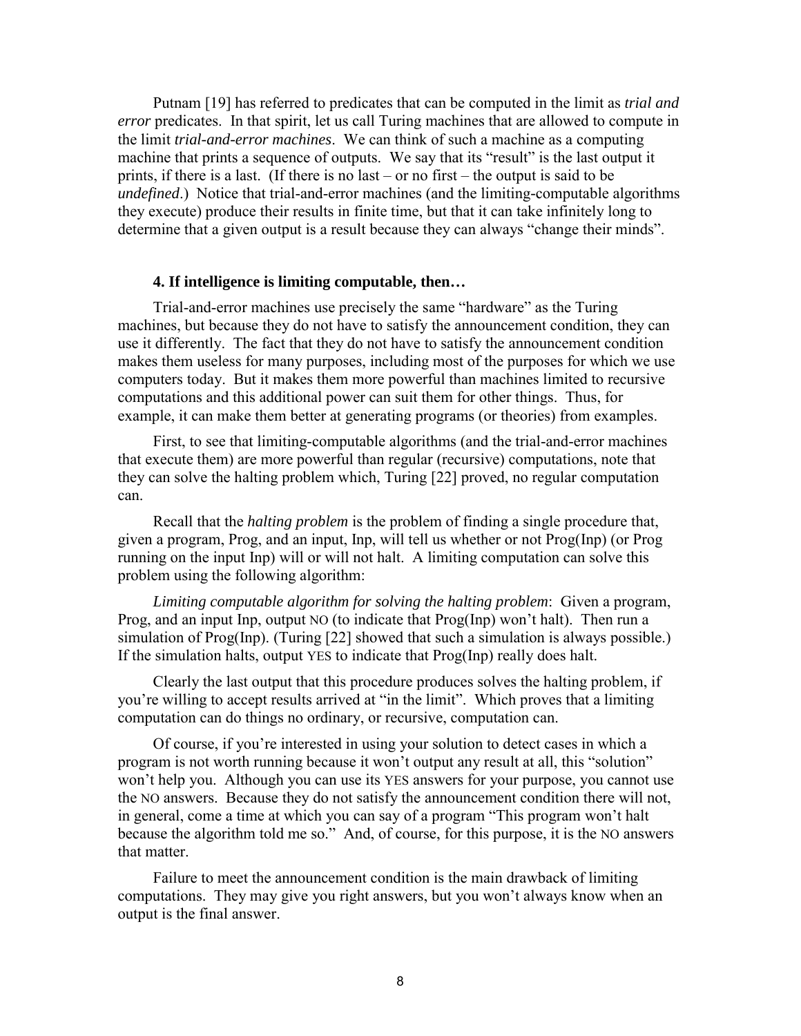Putnam [19] has referred to predicates that can be computed in the limit as *trial and error* predicates. In that spirit, let us call Turing machines that are allowed to compute in the limit *trial-and-error machines*. We can think of such a machine as a computing machine that prints a sequence of outputs. We say that its "result" is the last output it prints, if there is a last. (If there is no last – or no first – the output is said to be *undefined*.) Notice that trial-and-error machines (and the limiting-computable algorithms they execute) produce their results in finite time, but that it can take infinitely long to determine that a given output is a result because they can always "change their minds".

### 4. If intelligence is limiting computable, then…

Trial-and-error machines use precisely the same "hardware" as the Turing machines, but because they do not have to satisfy the announcement condition, they can use it differently. The fact that they do not have to satisfy the announcement condition makes them useless for many purposes, including most of the purposes for which we use computers today. But it makes them more powerful than machines limited to recursive computations and this additional power can suit them for other things. Thus, for example, it can make them better at generating programs (or theories) from examples.

First, to see that limiting-computable algorithms (and the trial-and-error machines that execute them) are more powerful than regular (recursive) computations, note that they can solve the halting problem which, Turing [22] proved, no regular computation can.

Recall that the *halting problem* is the problem of finding a single procedure that, given a program, Prog, and an input, Inp, will tell us whether or not Prog(Inp) (or Prog running on the input Inp) will or will not halt. A limiting computation can solve this problem using the following algorithm:

*Limiting computable algorithm for solving the halting problem*: Given a program, Prog, and an input Inp, output NO (to indicate that Prog(Inp) won't halt). Then run a simulation of Prog(Inp). (Turing [22] showed that such a simulation is always possible.) If the simulation halts, output YES to indicate that Prog(Inp) really does halt.

Clearly the last output that this procedure produces solves the halting problem, if you're willing to accept results arrived at "in the limit". Which proves that a limiting computation can do things no ordinary, or recursive, computation can.

Of course, if you're interested in using your solution to detect cases in which a program is not worth running because it won't output any result at all, this "solution" won't help you. Although you can use its YES answers for your purpose, you cannot use the NO answers. Because they do not satisfy the announcement condition there will not, in general, come a time at which you can say of a program "This program won't halt because the algorithm told me so." And, of course, for this purpose, it is the NO answers that matter.

Failure to meet the announcement condition is the main drawback of limiting computations. They may give you right answers, but you won't always know when an output is the final answer.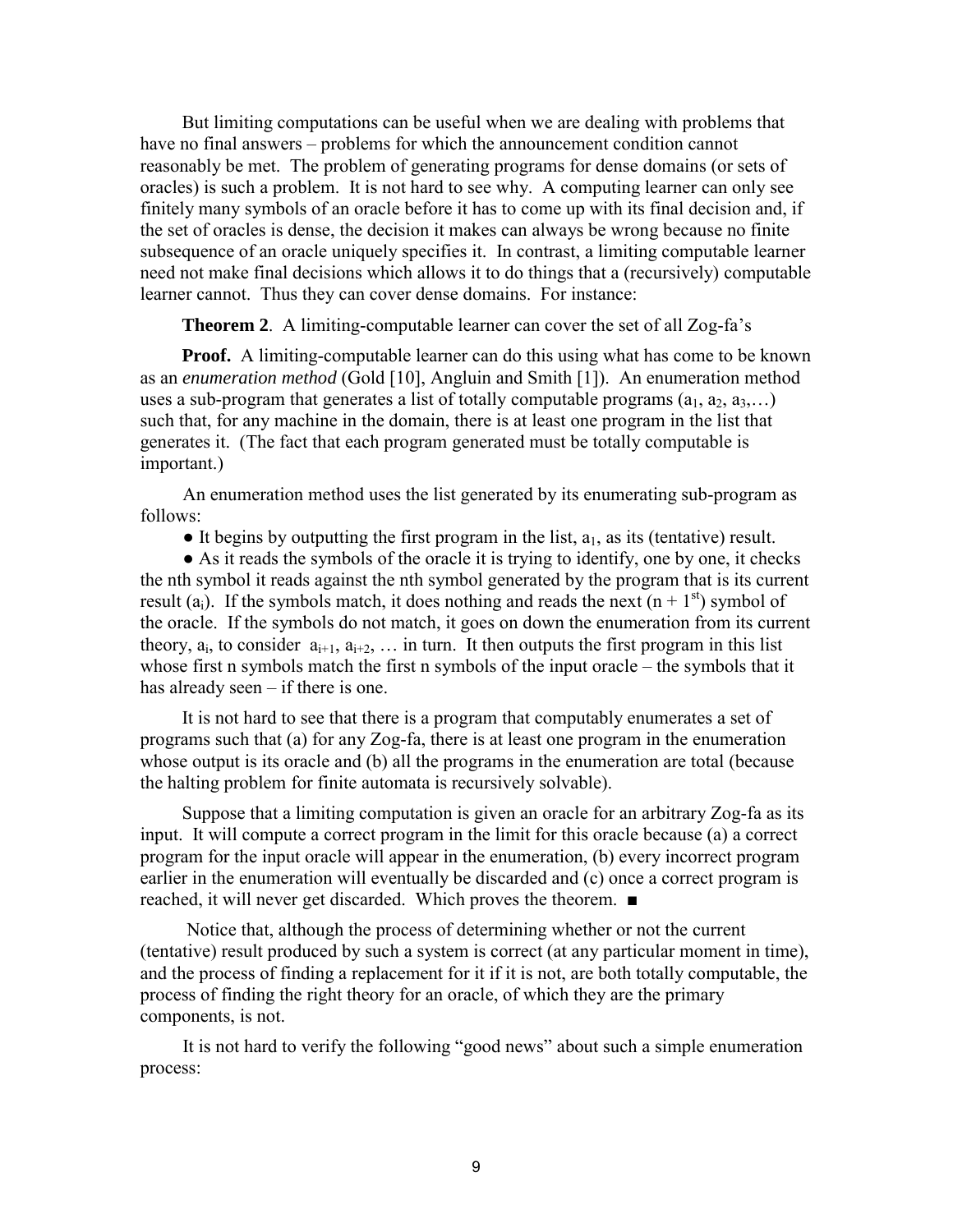But limiting computations can be useful when we are dealing with problems that have no final answers – problems for which the announcement condition cannot reasonably be met. The problem of generating programs for dense domains (or sets of oracles) is such a problem. It is not hard to see why. A computing learner can only see finitely many symbols of an oracle before it has to come up with its final decision and, if the set of oracles is dense, the decision it makes can always be wrong because no finite subsequence of an oracle uniquely specifies it. In contrast, a limiting computable learner need not make final decisions which allows it to do things that a (recursively) computable learner cannot. Thus they can cover dense domains. For instance:

**Theorem 2**. A limiting-computable learner can cover the set of all Zog-fa's

**Proof.** A limiting-computable learner can do this using what has come to be known as an *enumeration method* (Gold [10], Angluin and Smith [1]). An enumeration method uses a sub-program that generates a list of totally computable programs ($a_1$, $a_2$, $a_3$,…) such that, for any machine in the domain, there is at least one program in the list that generates it. (The fact that each program generated must be totally computable is important.)

An enumeration method uses the list generated by its enumerating sub-program as follows:

- It begins by outputting the first program in the list, $a_1$, as its (tentative) result.
- As it reads the symbols of the oracle it is trying to identify, one by one, it checks the nth symbol it reads against the nth symbol generated by the program that is its current result ($a_i$). If the symbols match, it does nothing and reads the next ($n + 1^{st}$) symbol of the oracle. If the symbols do not match, it goes on down the enumeration from its current theory, $a_i$, to consider $a_{i+1}$, $a_{i+2}$, … in turn. It then outputs the first program in this list whose first n symbols match the first n symbols of the input oracle – the symbols that it has already seen – if there is one.

It is not hard to see that there is a program that computably enumerates a set of programs such that (a) for any Zog-fa, there is at least one program in the enumeration whose output is its oracle and (b) all the programs in the enumeration are total (because the halting problem for finite automata is recursively solvable).

Suppose that a limiting computation is given an oracle for an arbitrary Zog-fa as its input. It will compute a correct program in the limit for this oracle because (a) a correct program for the input oracle will appear in the enumeration, (b) every incorrect program earlier in the enumeration will eventually be discarded and (c) once a correct program is reached, it will never get discarded. Which proves the theorem. ■

Notice that, although the process of determining whether or not the current (tentative) result produced by such a system is correct (at any particular moment in time), and the process of finding a replacement for it if it is not, are both totally computable, the process of finding the right theory for an oracle, of which they are the primary components, is not.

It is not hard to verify the following "good news" about such a simple enumeration process: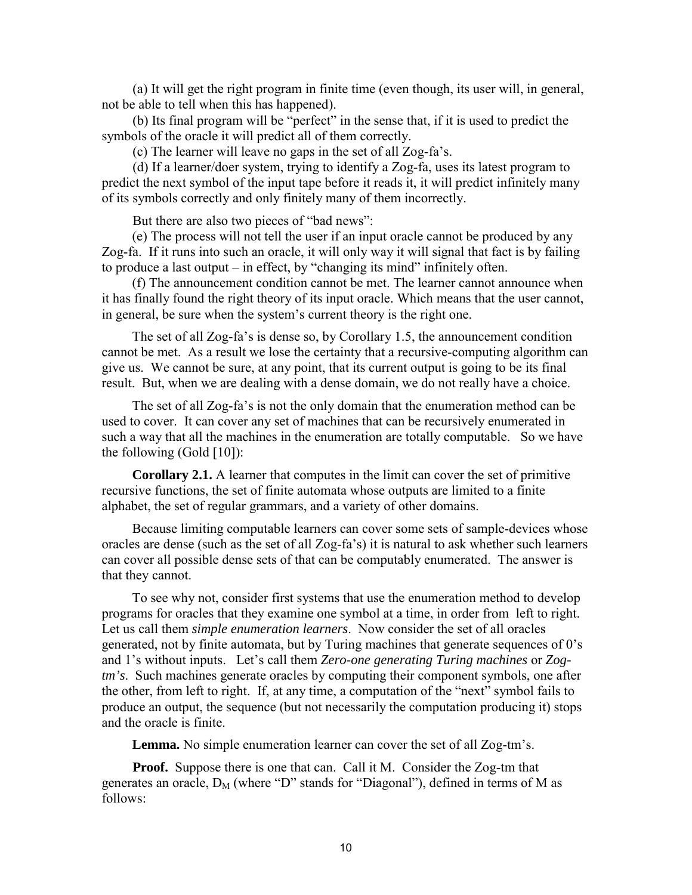(a) It will get the right program in finite time (even though, its user will, in general, not be able to tell when this has happened).

(b) Its final program will be "perfect" in the sense that, if it is used to predict the symbols of the oracle it will predict all of them correctly.

(c) The learner will leave no gaps in the set of all Zog-fa's.

(d) If a learner/doer system, trying to identify a Zog-fa, uses its latest program to predict the next symbol of the input tape before it reads it, it will predict infinitely many of its symbols correctly and only finitely many of them incorrectly.

But there are also two pieces of "bad news":

(e) The process will not tell the user if an input oracle cannot be produced by any Zog-fa. If it runs into such an oracle, it will only way it will signal that fact is by failing to produce a last output – in effect, by "changing its mind" infinitely often.

(f) The announcement condition cannot be met. The learner cannot announce when it has finally found the right theory of its input oracle. Which means that the user cannot, in general, be sure when the system's current theory is the right one.

The set of all Zog-fa's is dense so, by Corollary 1.5, the announcement condition cannot be met. As a result we lose the certainty that a recursive-computing algorithm can give us. We cannot be sure, at any point, that its current output is going to be its final result. But, when we are dealing with a dense domain, we do not really have a choice.

The set of all Zog-fa's is not the only domain that the enumeration method can be used to cover. It can cover any set of machines that can be recursively enumerated in such a way that all the machines in the enumeration are totally computable. So we have the following (Gold [10]):

**Corollary 2.1.** A learner that computes in the limit can cover the set of primitive recursive functions, the set of finite automata whose outputs are limited to a finite alphabet, the set of regular grammars, and a variety of other domains.

Because limiting computable learners can cover some sets of sample-devices whose oracles are dense (such as the set of all Zog-fa's) it is natural to ask whether such learners can cover all possible dense sets of that can be computably enumerated. The answer is that they cannot.

To see why not, consider first systems that use the enumeration method to develop programs for oracles that they examine one symbol at a time, in order from left to right. Let us call them *simple enumeration learners*. Now consider the set of all oracles generated, not by finite automata, but by Turing machines that generate sequences of 0's and 1's without inputs. Let's call them *Zero-one generating Turing machines* or *Zog-tm's*. Such machines generate oracles by computing their component symbols, one after the other, from left to right. If, at any time, a computation of the "next" symbol fails to produce an output, the sequence (but not necessarily the computation producing it) stops and the oracle is finite.

**Lemma.** No simple enumeration learner can cover the set of all Zog-tm's.

**Proof.** Suppose there is one that can. Call it M. Consider the Zog-tm that generates an oracle, $D_M$ (where "D" stands for "Diagonal"), defined in terms of M as follows: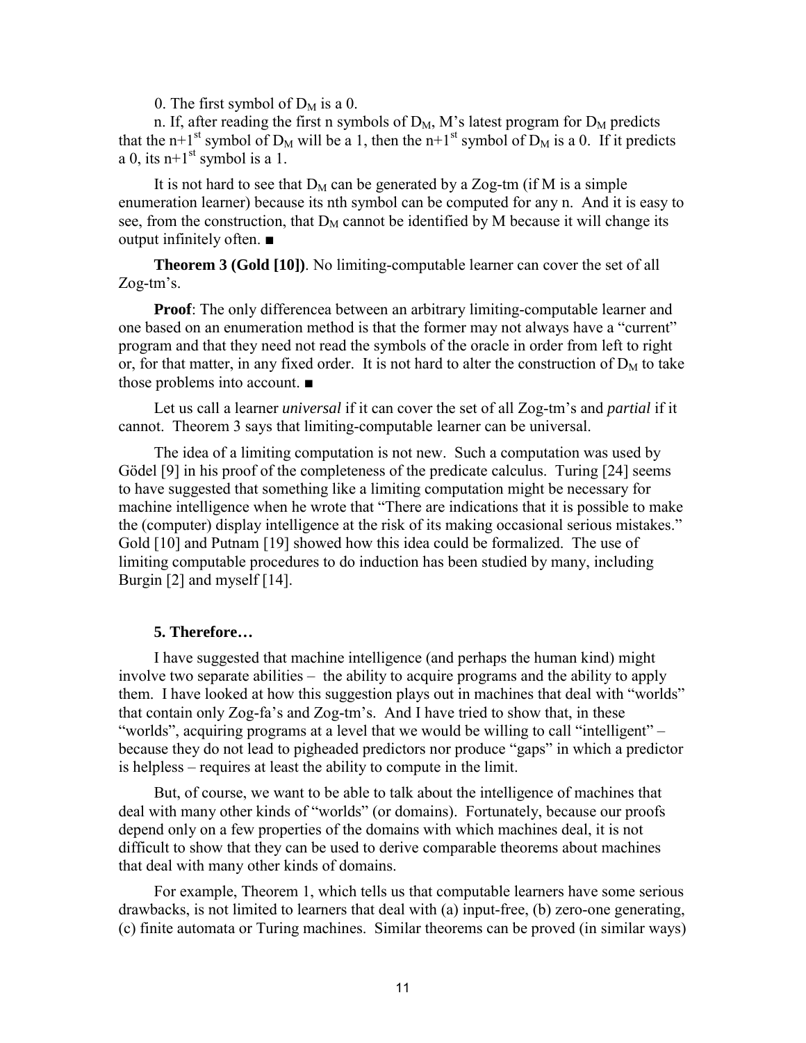0. The first symbol of $D_M$ is a 0.

n. If, after reading the first n symbols of $D_M$, M's latest program for $D_M$ predicts that the $n+1^{st}$ symbol of $D_M$ will be a 1, then the $n+1^{st}$ symbol of $D_M$ is a 0. If it predicts a 0, its $n+1^{st}$ symbol is a 1.

It is not hard to see that $D_M$ can be generated by a Zog-tm (if M is a simple enumeration learner) because its nth symbol can be computed for any n. And it is easy to see, from the construction, that $D_M$ cannot be identified by M because it will change its output infinitely often. ■

**Theorem 3 (Gold [10])**. No limiting-computable learner can cover the set of all Zog-tm's.

**Proof**: The only differencea between an arbitrary limiting-computable learner and one based on an enumeration method is that the former may not always have a "current" program and that they need not read the symbols of the oracle in order from left to right or, for that matter, in any fixed order. It is not hard to alter the construction of $D_M$ to take those problems into account. ■

Let us call a learner *universal* if it can cover the set of all Zog-tm's and *partial* if it cannot. Theorem 3 says that limiting-computable learner can be universal.

The idea of a limiting computation is not new. Such a computation was used by Gödel [9] in his proof of the completeness of the predicate calculus. Turing [24] seems to have suggested that something like a limiting computation might be necessary for machine intelligence when he wrote that "There are indications that it is possible to make the (computer) display intelligence at the risk of its making occasional serious mistakes." Gold [10] and Putnam [19] showed how this idea could be formalized. The use of limiting computable procedures to do induction has been studied by many, including Burgin [2] and myself [14].

## 5. Therefore…

I have suggested that machine intelligence (and perhaps the human kind) might involve two separate abilities – the ability to acquire programs and the ability to apply them. I have looked at how this suggestion plays out in machines that deal with "worlds" that contain only Zog-fa's and Zog-tm's. And I have tried to show that, in these "worlds", acquiring programs at a level that we would be willing to call "intelligent" – because they do not lead to pigheaded predictors nor produce "gaps" in which a predictor is helpless – requires at least the ability to compute in the limit.

But, of course, we want to be able to talk about the intelligence of machines that deal with many other kinds of "worlds" (or domains). Fortunately, because our proofs depend only on a few properties of the domains with which machines deal, it is not difficult to show that they can be used to derive comparable theorems about machines that deal with many other kinds of domains.

For example, Theorem 1, which tells us that computable learners have some serious drawbacks, is not limited to learners that deal with (a) input-free, (b) zero-one generating, (c) finite automata or Turing machines. Similar theorems can be proved (in similar ways)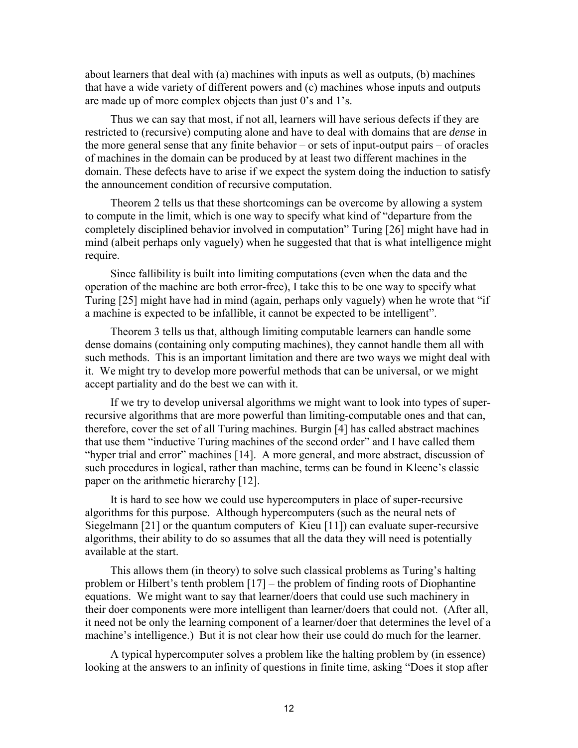about learners that deal with (a) machines with inputs as well as outputs, (b) machines that have a wide variety of different powers and (c) machines whose inputs and outputs are made up of more complex objects than just 0's and 1's.

Thus we can say that most, if not all, learners will have serious defects if they are restricted to (recursive) computing alone and have to deal with domains that are *dense* in the more general sense that any finite behavior – or sets of input-output pairs – of oracles of machines in the domain can be produced by at least two different machines in the domain. These defects have to arise if we expect the system doing the induction to satisfy the announcement condition of recursive computation.

Theorem 2 tells us that these shortcomings can be overcome by allowing a system to compute in the limit, which is one way to specify what kind of "departure from the completely disciplined behavior involved in computation" Turing [26] might have had in mind (albeit perhaps only vaguely) when he suggested that that is what intelligence might require.

Since fallibility is built into limiting computations (even when the data and the operation of the machine are both error-free), I take this to be one way to specify what Turing [25] might have had in mind (again, perhaps only vaguely) when he wrote that "if a machine is expected to be infallible, it cannot be expected to be intelligent".

Theorem 3 tells us that, although limiting computable learners can handle some dense domains (containing only computing machines), they cannot handle them all with such methods. This is an important limitation and there are two ways we might deal with it. We might try to develop more powerful methods that can be universal, or we might accept partiality and do the best we can with it.

If we try to develop universal algorithms we might want to look into types of super-recursive algorithms that are more powerful than limiting-computable ones and that can, therefore, cover the set of all Turing machines. Burgin [4] has called abstract machines that use them "inductive Turing machines of the second order" and I have called them "hyper trial and error" machines [14]. A more general, and more abstract, discussion of such procedures in logical, rather than machine, terms can be found in Kleene's classic paper on the arithmetic hierarchy [12].

It is hard to see how we could use hypercomputers in place of super-recursive algorithms for this purpose. Although hypercomputers (such as the neural nets of Siegelmann [21] or the quantum computers of Kieu [11]) can evaluate super-recursive algorithms, their ability to do so assumes that all the data they will need is potentially available at the start.

This allows them (in theory) to solve such classical problems as Turing's halting problem or Hilbert's tenth problem [17] – the problem of finding roots of Diophantine equations. We might want to say that learner/doers that could use such machinery in their doer components were more intelligent than learner/doers that could not. (After all, it need not be only the learning component of a learner/doer that determines the level of a machine's intelligence.) But it is not clear how their use could do much for the learner.

A typical hypercomputer solves a problem like the halting problem by (in essence) looking at the answers to an infinity of questions in finite time, asking "Does it stop after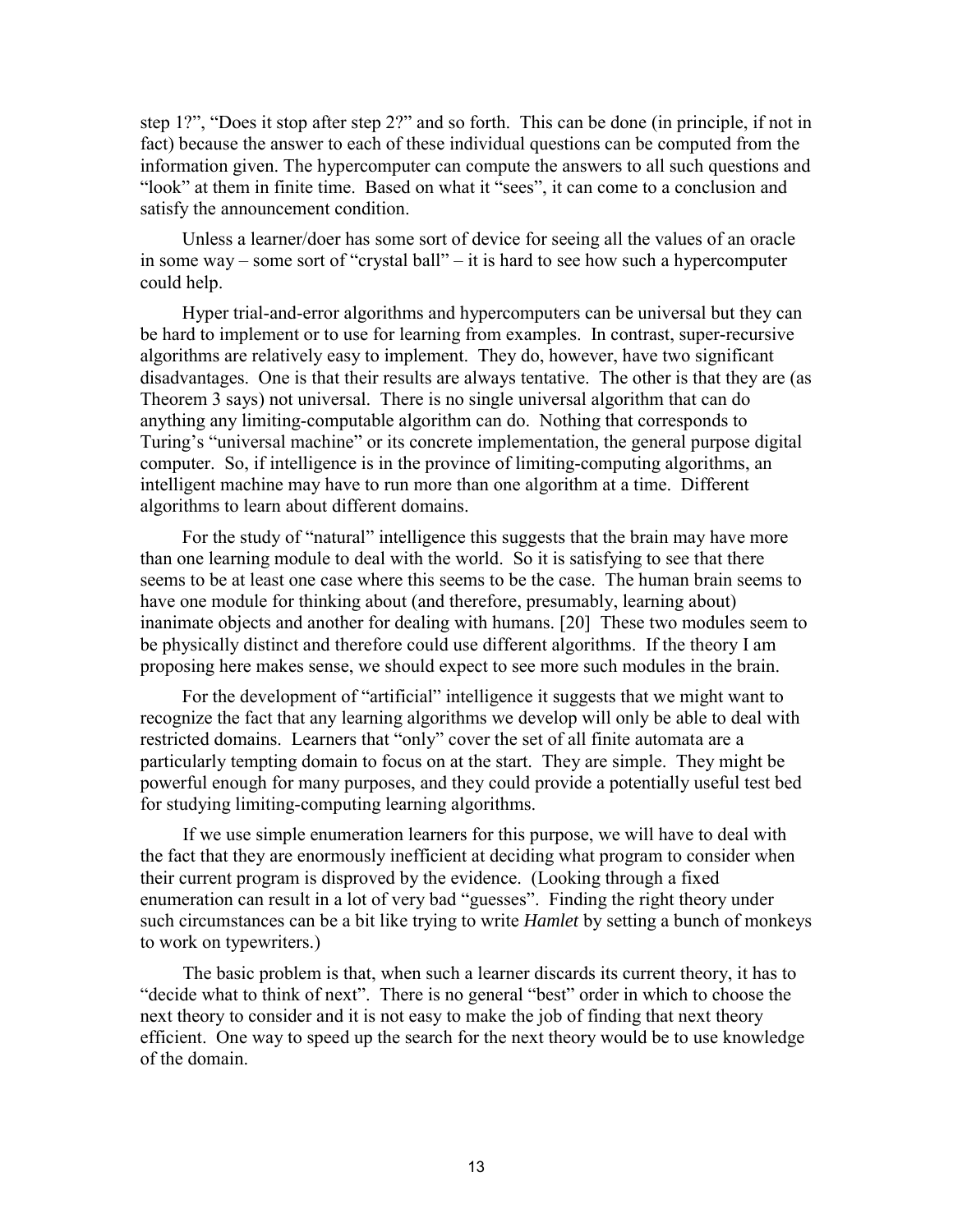step 1?", "Does it stop after step 2?" and so forth. This can be done (in principle, if not in fact) because the answer to each of these individual questions can be computed from the information given. The hypercomputer can compute the answers to all such questions and "look" at them in finite time. Based on what it "sees", it can come to a conclusion and satisfy the announcement condition.

Unless a learner/doer has some sort of device for seeing all the values of an oracle in some way – some sort of "crystal ball" – it is hard to see how such a hypercomputer could help.

Hyper trial-and-error algorithms and hypercomputers can be universal but they can be hard to implement or to use for learning from examples. In contrast, super-recursive algorithms are relatively easy to implement. They do, however, have two significant disadvantages. One is that their results are always tentative. The other is that they are (as Theorem 3 says) not universal. There is no single universal algorithm that can do anything any limiting-computable algorithm can do. Nothing that corresponds to Turing's "universal machine" or its concrete implementation, the general purpose digital computer. So, if intelligence is in the province of limiting-computing algorithms, an intelligent machine may have to run more than one algorithm at a time. Different algorithms to learn about different domains.

For the study of "natural" intelligence this suggests that the brain may have more than one learning module to deal with the world. So it is satisfying to see that there seems to be at least one case where this seems to be the case. The human brain seems to have one module for thinking about (and therefore, presumably, learning about) inanimate objects and another for dealing with humans. [20] These two modules seem to be physically distinct and therefore could use different algorithms. If the theory I am proposing here makes sense, we should expect to see more such modules in the brain.

For the development of "artificial" intelligence it suggests that we might want to recognize the fact that any learning algorithms we develop will only be able to deal with restricted domains. Learners that "only" cover the set of all finite automata are a particularly tempting domain to focus on at the start. They are simple. They might be powerful enough for many purposes, and they could provide a potentially useful test bed for studying limiting-computing learning algorithms.

If we use simple enumeration learners for this purpose, we will have to deal with the fact that they are enormously inefficient at deciding what program to consider when their current program is disproved by the evidence. (Looking through a fixed enumeration can result in a lot of very bad "guesses". Finding the right theory under such circumstances can be a bit like trying to write *Hamlet* by setting a bunch of monkeys to work on typewriters.)

The basic problem is that, when such a learner discards its current theory, it has to "decide what to think of next". There is no general "best" order in which to choose the next theory to consider and it is not easy to make the job of finding that next theory efficient. One way to speed up the search for the next theory would be to use knowledge of the domain.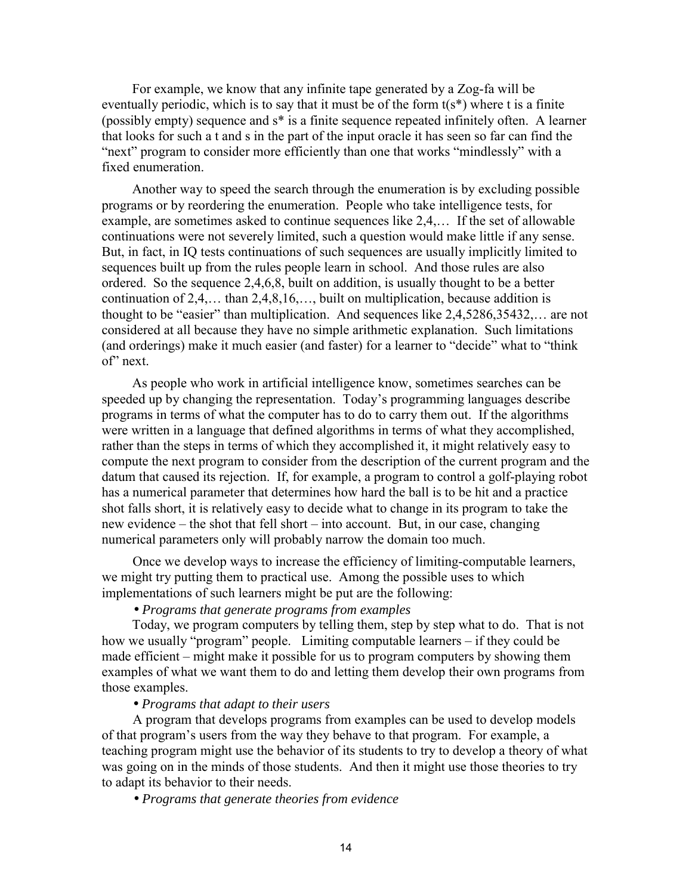For example, we know that any infinite tape generated by a Zog-fa will be eventually periodic, which is to say that it must be of the form $t(s^*)$ where t is a finite (possibly empty) sequence and $s^*$ is a finite sequence repeated infinitely often. A learner that looks for such a t and s in the part of the input oracle it has seen so far can find the "next" program to consider more efficiently than one that works "mindlessly" with a fixed enumeration.

Another way to speed the search through the enumeration is by excluding possible programs or by reordering the enumeration. People who take intelligence tests, for example, are sometimes asked to continue sequences like 2,4,… If the set of allowable continuations were not severely limited, such a question would make little if any sense. But, in fact, in IQ tests continuations of such sequences are usually implicitly limited to sequences built up from the rules people learn in school. And those rules are also ordered. So the sequence 2,4,6,8, built on addition, is usually thought to be a better continuation of 2,4,… than 2,4,8,16,…, built on multiplication, because addition is thought to be "easier" than multiplication. And sequences like 2,4,5286,35432,… are not considered at all because they have no simple arithmetic explanation. Such limitations (and orderings) make it much easier (and faster) for a learner to "decide" what to "think of" next.

As people who work in artificial intelligence know, sometimes searches can be speeded up by changing the representation. Today's programming languages describe programs in terms of what the computer has to do to carry them out. If the algorithms were written in a language that defined algorithms in terms of what they accomplished, rather than the steps in terms of which they accomplished it, it might relatively easy to compute the next program to consider from the description of the current program and the datum that caused its rejection. If, for example, a program to control a golf-playing robot has a numerical parameter that determines how hard the ball is to be hit and a practice shot falls short, it is relatively easy to decide what to change in its program to take the new evidence – the shot that fell short – into account. But, in our case, changing numerical parameters only will probably narrow the domain too much.

Once we develop ways to increase the efficiency of limiting-computable learners, we might try putting them to practical use. Among the possible uses to which implementations of such learners might be put are the following:

- *Programs that generate programs from examples*

Today, we program computers by telling them, step by step what to do. That is not how we usually "program" people. Limiting computable learners – if they could be made efficient – might make it possible for us to program computers by showing them examples of what we want them to do and letting them develop their own programs from those examples.

- *Programs that adapt to their users*

A program that develops programs from examples can be used to develop models of that program's users from the way they behave to that program. For example, a teaching program might use the behavior of its students to try to develop a theory of what was going on in the minds of those students. And then it might use those theories to try to adapt its behavior to their needs.

- *Programs that generate theories from evidence*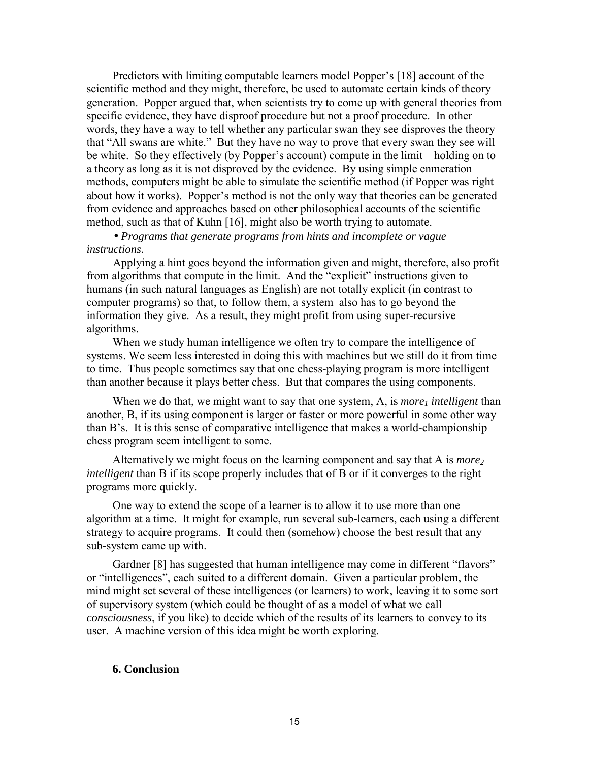Predictors with limiting computable learners model Popper's [18] account of the scientific method and they might, therefore, be used to automate certain kinds of theory generation. Popper argued that, when scientists try to come up with general theories from specific evidence, they have disproof procedure but not a proof procedure. In other words, they have a way to tell whether any particular swan they see disproves the theory that "All swans are white." But they have no way to prove that every swan they see will be white. So they effectively (by Popper's account) compute in the limit – holding on to a theory as long as it is not disproved by the evidence. By using simple enmeration methods, computers might be able to simulate the scientific method (if Popper was right about how it works). Popper's method is not the only way that theories can be generated from evidence and approaches based on other philosophical accounts of the scientific method, such as that of Kuhn [16], might also be worth trying to automate.

• *Programs that generate programs from hints and incomplete or vague instructions.*

Applying a hint goes beyond the information given and might, therefore, also profit from algorithms that compute in the limit. And the "explicit" instructions given to humans (in such natural languages as English) are not totally explicit (in contrast to computer programs) so that, to follow them, a system also has to go beyond the information they give. As a result, they might profit from using super-recursive algorithms.

When we study human intelligence we often try to compare the intelligence of systems. We seem less interested in doing this with machines but we still do it from time to time. Thus people sometimes say that one chess-playing program is more intelligent than another because it plays better chess. But that compares the using components.

When we do that, we might want to say that one system, A, is *more*$_1$ *intelligent* than another, B, if its using component is larger or faster or more powerful in some other way than B's. It is this sense of comparative intelligence that makes a world-championship chess program seem intelligent to some.

Alternatively we might focus on the learning component and say that A is *more*$_2$ *intelligent* than B if its scope properly includes that of B or if it converges to the right programs more quickly.

One way to extend the scope of a learner is to allow it to use more than one algorithm at a time. It might for example, run several sub-learners, each using a different strategy to acquire programs. It could then (somehow) choose the best result that any sub-system came up with.

Gardner [8] has suggested that human intelligence may come in different "flavors" or "intelligences", each suited to a different domain. Given a particular problem, the mind might set several of these intelligences (or learners) to work, leaving it to some sort of supervisory system (which could be thought of as a model of what we call *consciousness*, if you like) to decide which of the results of its learners to convey to its user. A machine version of this idea might be worth exploring.

## 6. Conclusion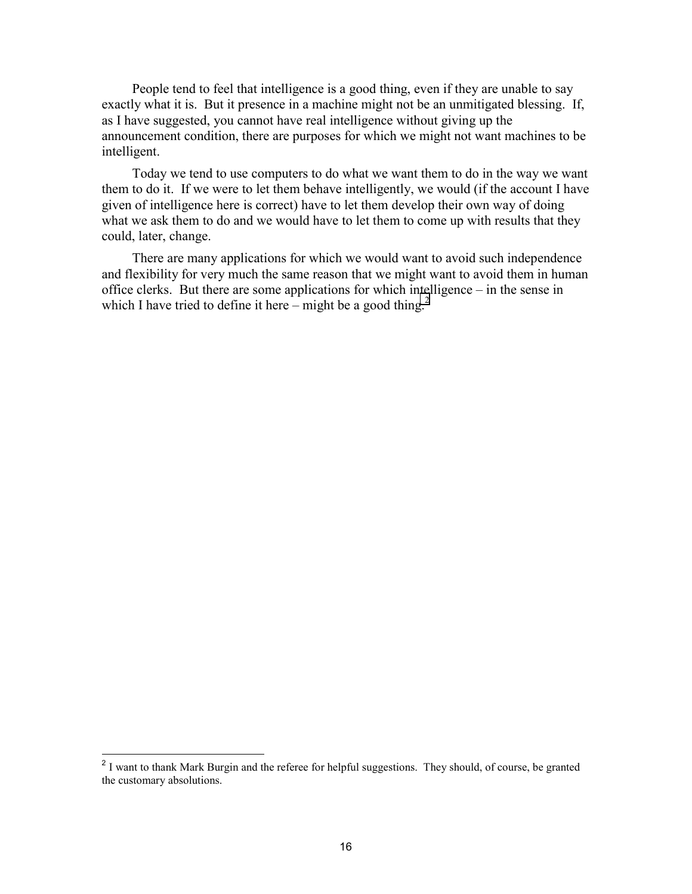People tend to feel that intelligence is a good thing, even if they are unable to say exactly what it is. But it presence in a machine might not be an unmitigated blessing. If, as I have suggested, you cannot have real intelligence without giving up the announcement condition, there are purposes for which we might not want machines to be intelligent.

Today we tend to use computers to do what we want them to do in the way we want them to do it. If we were to let them behave intelligently, we would (if the account I have given of intelligence here is correct) have to let them develop their own way of doing what we ask them to do and we would have to let them to come up with results that they could, later, change.

There are many applications for which we would want to avoid such independence and flexibility for very much the same reason that we might want to avoid them in human office clerks. But there are some applications for which intelligence – in the sense in which I have tried to define it here – might be a good thing.[2]

---

[2] I want to thank Mark Burgin and the referee for helpful suggestions. They should, of course, be granted the customary absolutions.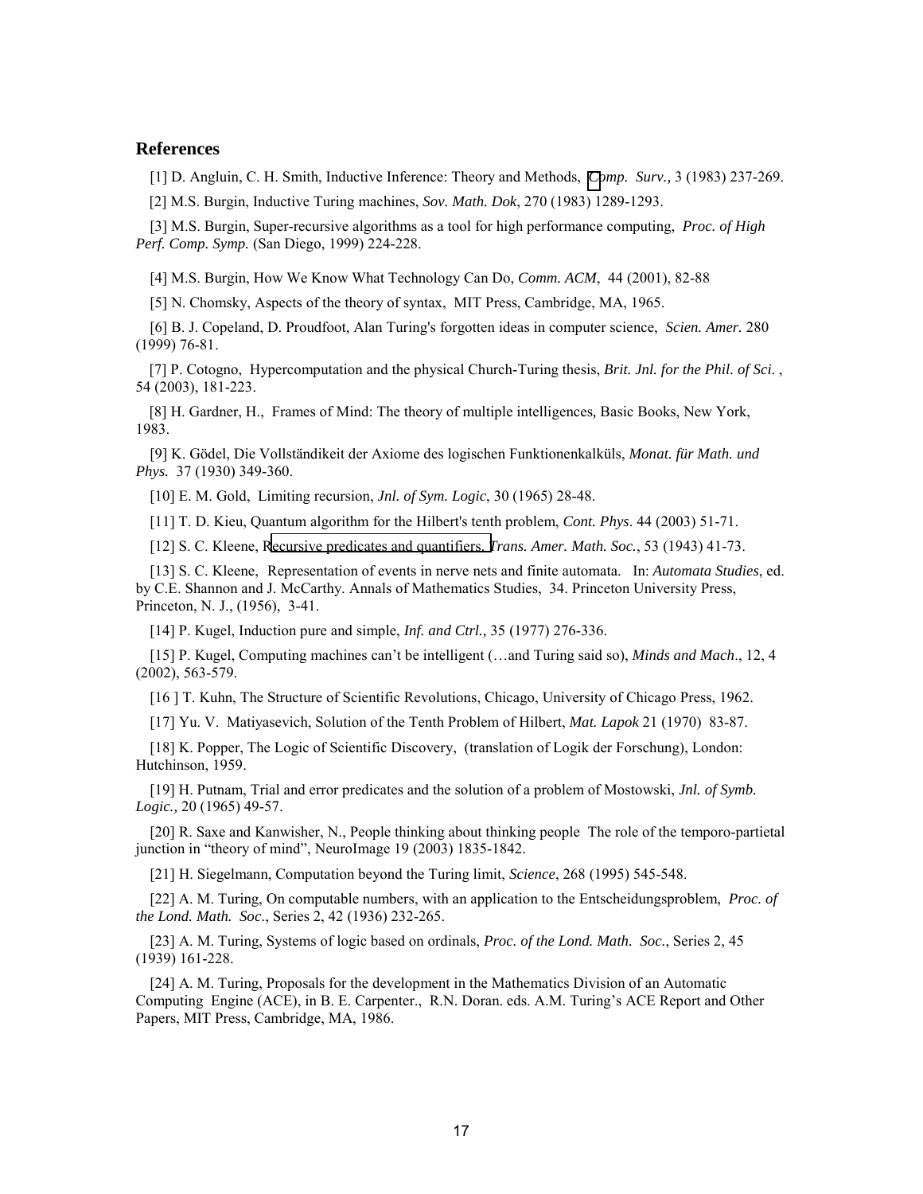## References

[1] D. Angluin, C. H. Smith, Inductive Inference: Theory and Methods, *Comp. Surv.,* 3 (1983) 237-269.

[2] M.S. Burgin, Inductive Turing machines, *Sov. Math. Dok*, 270 (1983) 1289-1293.

[3] M.S. Burgin, Super-recursive algorithms as a tool for high performance computing, *Proc. of High Perf. Comp. Symp.* (San Diego, 1999) 224-228.

[4] M.S. Burgin, How We Know What Technology Can Do, *Comm. ACM*, 44 (2001), 82-88

[5] N. Chomsky, Aspects of the theory of syntax, MIT Press, Cambridge, MA, 1965.

[6] B. J. Copeland, D. Proudfoot, Alan Turing's forgotten ideas in computer science, *Scien. Amer.* 280 (1999) 76-81.

[7] P. Cotogno, Hypercomputation and the physical Church-Turing thesis, *Brit. Jnl. for the Phil. of Sci.* , 54 (2003), 181-223.

[8] H. Gardner, H., Frames of Mind: The theory of multiple intelligences, Basic Books, New York, 1983.

[9] K. Gödel, Die Vollständikeit der Axiome des logischen Funktionenkalküls, *Monat. für Math. und Phys.* 37 (1930) 349-360.

[10] E. M. Gold, Limiting recursion, *Jnl. of Sym. Logic*, 30 (1965) 28-48.

[11] T. D. Kieu, Quantum algorithm for the Hilbert's tenth problem, *Cont. Phys*. 44 (2003) 51-71.

[12] S. C. Kleene, Recursive predicates and quantifiers. *Trans. Amer. Math. Soc.*, 53 (1943) 41-73.

[13] S. C. Kleene, Representation of events in nerve nets and finite automata. In: *Automata Studies*, ed. by C.E. Shannon and J. McCarthy. Annals of Mathematics Studies, 34. Princeton University Press, Princeton, N. J., (1956), 3-41.

[14] P. Kugel, Induction pure and simple, *Inf. and Ctrl.,* 35 (1977) 276-336.

[15] P. Kugel, Computing machines can't be intelligent (…and Turing said so), *Minds and Mach*., 12, 4 (2002), 563-579.

[16 ] T. Kuhn, The Structure of Scientific Revolutions, Chicago, University of Chicago Press, 1962.

[17] Yu. V. Matiyasevich, Solution of the Tenth Problem of Hilbert, *Mat. Lapok* 21 (1970) 83-87.

[18] K. Popper, The Logic of Scientific Discovery, (translation of Logik der Forschung), London: Hutchinson, 1959.

[19] H. Putnam, Trial and error predicates and the solution of a problem of Mostowski, *Jnl. of Symb. Logic.,* 20 (1965) 49-57.

[20] R. Saxe and Kanwisher, N., People thinking about thinking people The role of the temporo-partietal junction in "theory of mind", NeuroImage 19 (2003) 1835-1842.

[21] H. Siegelmann, Computation beyond the Turing limit, *Science*, 268 (1995) 545-548.

[22] A. M. Turing, On computable numbers, with an application to the Entscheidungsproblem, *Proc. of the Lond. Math. Soc*., Series 2, 42 (1936) 232-265.

[23] A. M. Turing, Systems of logic based on ordinals, *Proc. of the Lond. Math. Soc.*, Series 2, 45 (1939) 161-228.

[24] A. M. Turing, Proposals for the development in the Mathematics Division of an Automatic Computing Engine (ACE), in B. E. Carpenter., R.N. Doran. eds. A.M. Turing's ACE Report and Other Papers, MIT Press, Cambridge, MA, 1986.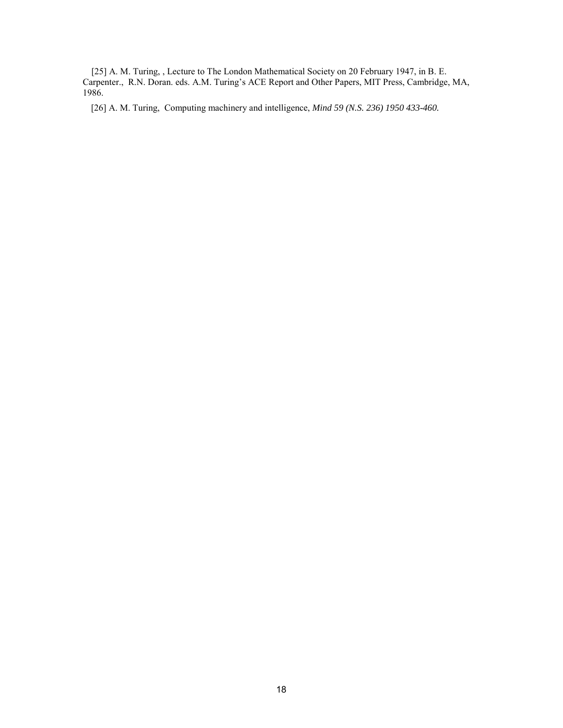[25] A. M. Turing, , Lecture to The London Mathematical Society on 20 February 1947, in B. E. Carpenter., R.N. Doran. eds. A.M. Turing's ACE Report and Other Papers, MIT Press, Cambridge, MA, 1986.

[26] A. M. Turing, Computing machinery and intelligence, *Mind 59 (N.S. 236) 1950 433-460.*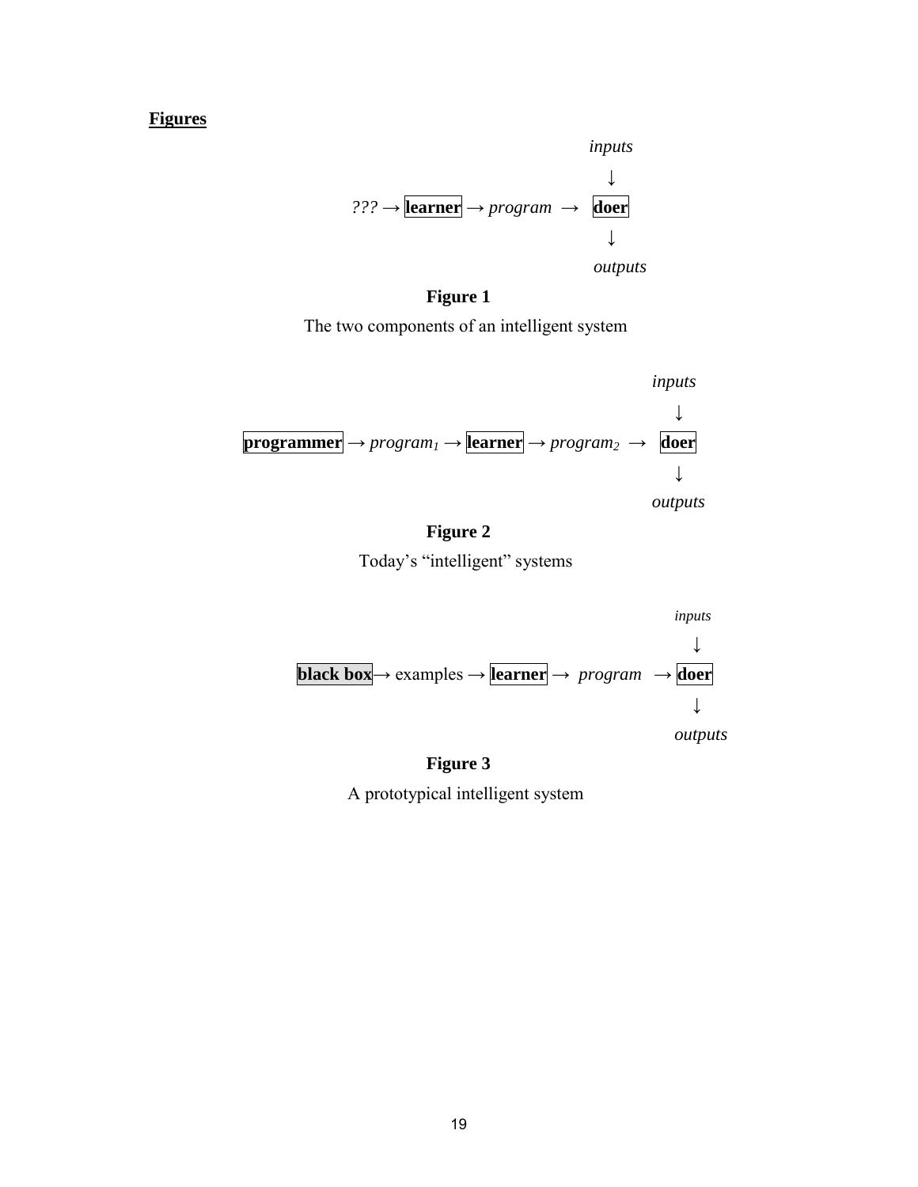**Figures**

inputs

↓

??? → **learner** → *program* → **doer**

↓

*outputs*

**Figure 1**

The two components of an intelligent system

*inputs*

↓

**programmer** → *program₁* → **learner** → *program₂* → **doer**

↓

*outputs*

**Figure 2**

Today's "intelligent" systems

*inputs*

↓

**black box** → examples → **learner** → *program* → **doer**

↓

*outputs*

**Figure 3**

A prototypical intelligent system